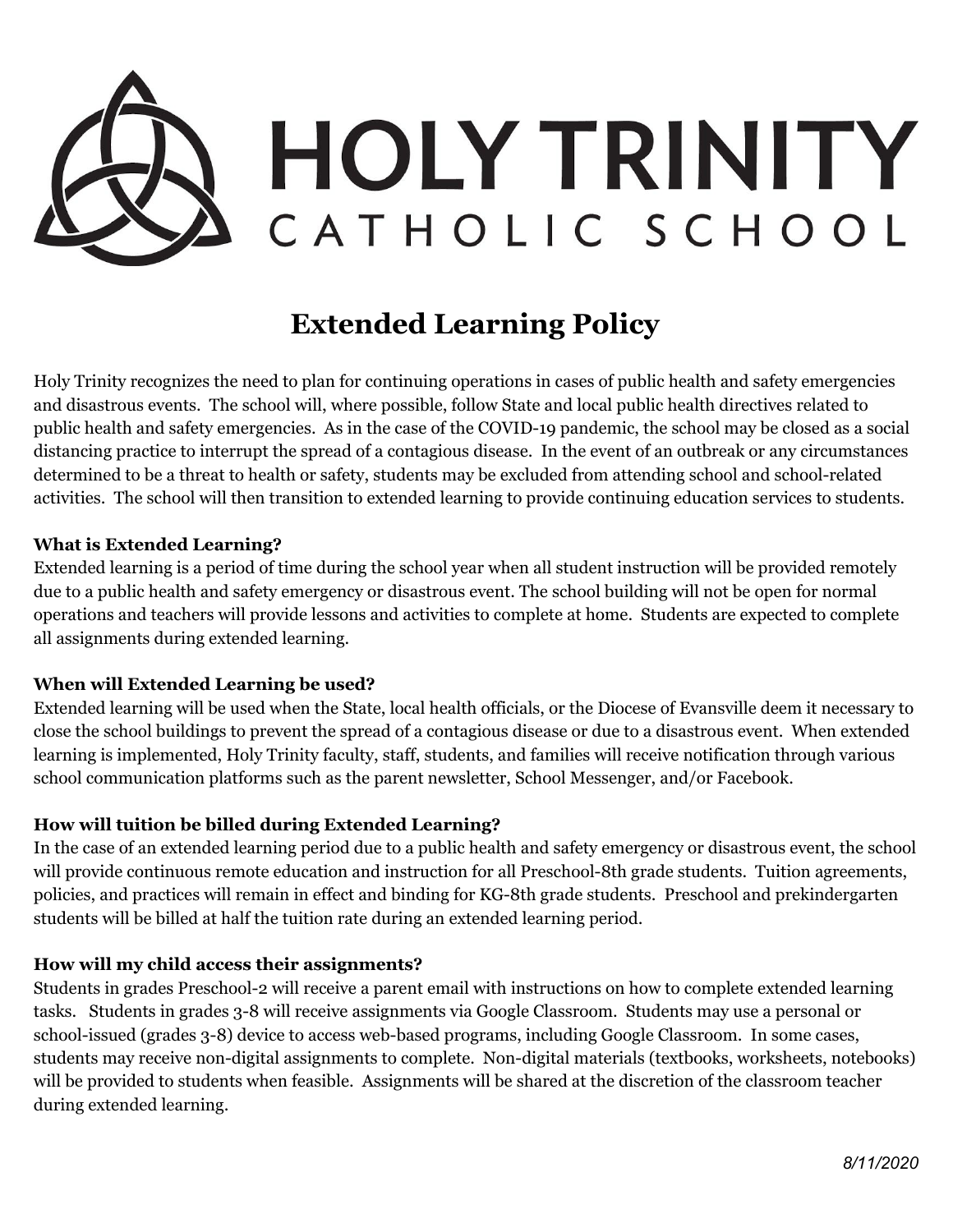# HOLY TRINITY CATHOLIC SCHOOL

## Extended Learning Policy

Holy Trinity recognizes the need to plan for continuing operations in cases of public health and safety emergencies and disastrous events. The school will, where possible, follow State and local public health directives related to public health and safety emergencies. As in the case of the COVID-19 pandemic, the school may be closed as a social distancing practice to interrupt the spread of a contagious disease. In the event of an outbreak or any circumstances determined to be a threat to health or safety, students may be excluded from attending school and school-related activities. The school will then transition to extended learning to provide continuing education services to students.

**What is Extended Learning?**

Extended learning is a period of time during the school year when all student instruction will be provided remotely due to a public health and safety emergency or disastrous event. The school building will not be open for normal operations and teachers will provide lessons and activities to complete at home. Students are expected to complete all assignments during extended learning.

**When will Extended Learning be used?**

Extended learning will be used when the State, local health officials, or the Diocese of Evansville deem it necessary to close the school buildings to prevent the spread of a contagious disease or due to a disastrous event. When extended learning is implemented, Holy Trinity faculty, staff, students, and families will receive notification through various school communication platforms such as the parent newsletter, School Messenger, and/or Facebook.

**How will tuition be billed during Extended Learning?**

In the case of an extended learning period due to a public health and safety emergency or disastrous event, the school will provide continuous remote education and instruction for all Preschool-8th grade students. Tuition agreements, policies, and practices will remain in effect and binding for KG-8th grade students. Preschool and prekindergarten students will be billed at half the tuition rate during an extended learning period.

**How will my child access their assignments?**

Students in grades Preschool-2 will receive a parent email with instructions on how to complete extended learning tasks. Students in grades 3-8 will receive assignments via Google Classroom. Students may use a personal or school-issued (grades 3-8) device to access web-based programs, including Google Classroom. In some cases, students may receive non-digital assignments to complete. Non-digital materials (textbooks, worksheets, notebooks) will be provided to students when feasible. Assignments will be shared at the discretion of the classroom teacher during extended learning.

*8/11/2020*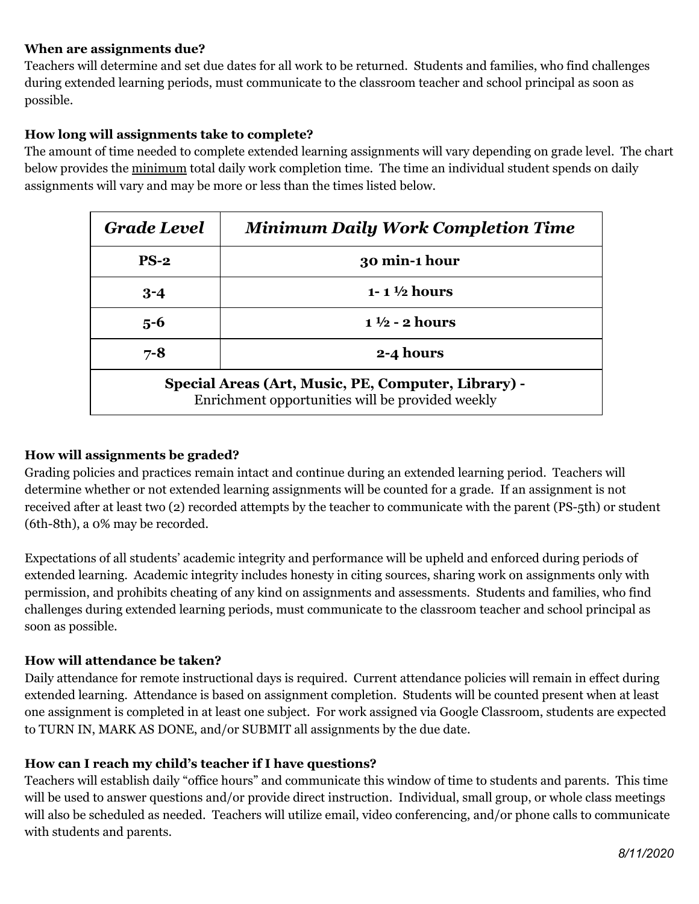**When are assignments due?**

Teachers will determine and set due dates for all work to be returned. Students and families, who find challenges during extended learning periods, must communicate to the classroom teacher and school principal as soon as possible.

**How long will assignments take to complete?**

The amount of time needed to complete extended learning assignments will vary depending on grade level. The chart below provides the minimum total daily work completion time. The time an individual student spends on daily assignments will vary and may be more or less than the times listed below.

| *Grade Level* | *Minimum Daily Work Completion Time* |
|---|---|
| **PS-2** | **30 min-1 hour** |
| **3-4** | **1- 1 ½ hours** |
| **5-6** | **1 ½ - 2 hours** |
| **7-8** | **2-4 hours** |
| **Special Areas (Art, Music, PE, Computer, Library) -** Enrichment opportunities will be provided weekly | |

**How will assignments be graded?**

Grading policies and practices remain intact and continue during an extended learning period. Teachers will determine whether or not extended learning assignments will be counted for a grade. If an assignment is not received after at least two (2) recorded attempts by the teacher to communicate with the parent (PS-5th) or student (6th-8th), a 0% may be recorded.

Expectations of all students' academic integrity and performance will be upheld and enforced during periods of extended learning. Academic integrity includes honesty in citing sources, sharing work on assignments only with permission, and prohibits cheating of any kind on assignments and assessments. Students and families, who find challenges during extended learning periods, must communicate to the classroom teacher and school principal as soon as possible.

**How will attendance be taken?**

Daily attendance for remote instructional days is required. Current attendance policies will remain in effect during extended learning. Attendance is based on assignment completion. Students will be counted present when at least one assignment is completed in at least one subject. For work assigned via Google Classroom, students are expected to TURN IN, MARK AS DONE, and/or SUBMIT all assignments by the due date.

**How can I reach my child's teacher if I have questions?**

Teachers will establish daily "office hours" and communicate this window of time to students and parents. This time will be used to answer questions and/or provide direct instruction. Individual, small group, or whole class meetings will also be scheduled as needed. Teachers will utilize email, video conferencing, and/or phone calls to communicate with students and parents.

*8/11/2020*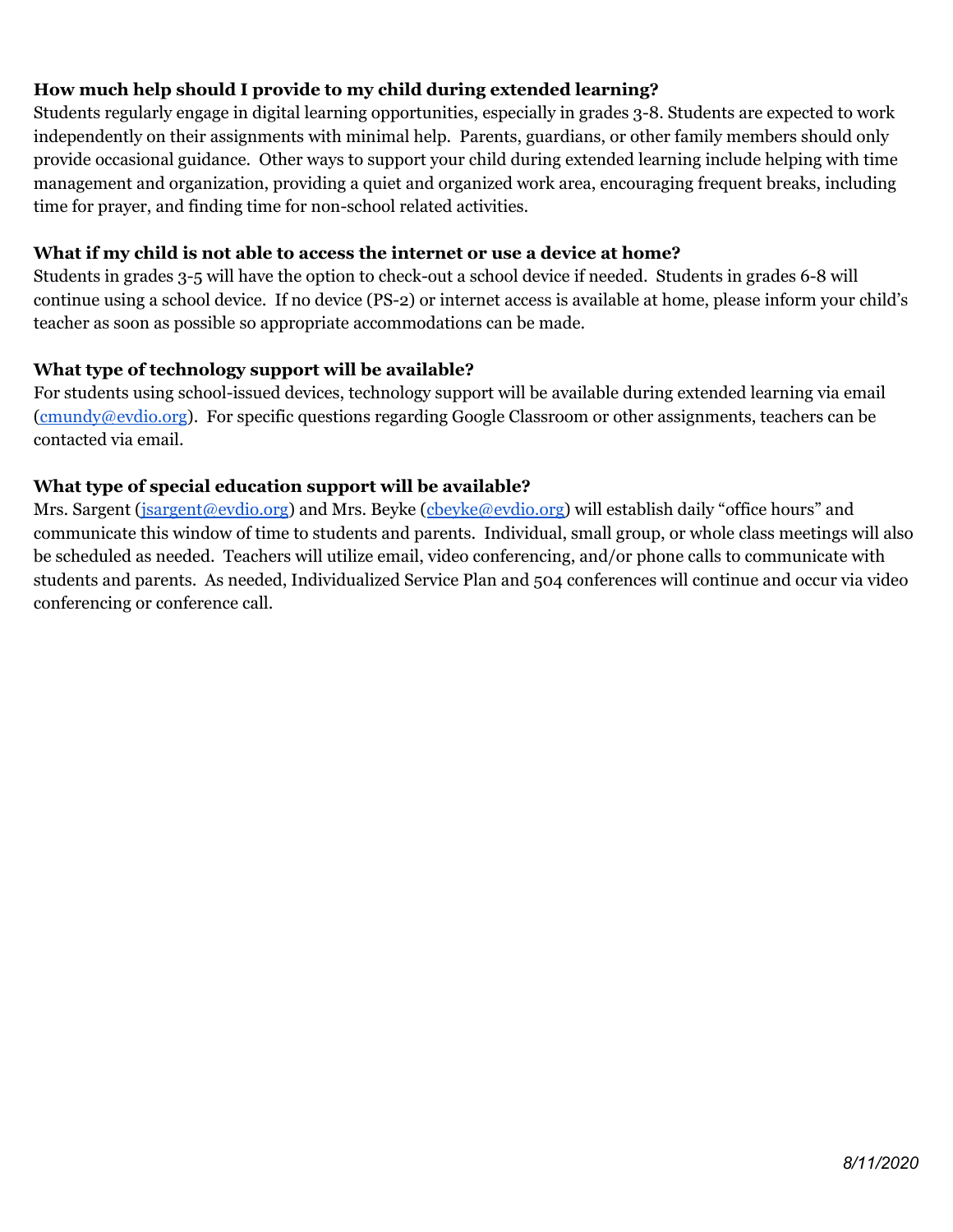**How much help should I provide to my child during extended learning?**
Students regularly engage in digital learning opportunities, especially in grades 3-8. Students are expected to work independently on their assignments with minimal help. Parents, guardians, or other family members should only provide occasional guidance. Other ways to support your child during extended learning include helping with time management and organization, providing a quiet and organized work area, encouraging frequent breaks, including time for prayer, and finding time for non-school related activities.

**What if my child is not able to access the internet or use a device at home?**
Students in grades 3-5 will have the option to check-out a school device if needed. Students in grades 6-8 will continue using a school device. If no device (PS-2) or internet access is available at home, please inform your child's teacher as soon as possible so appropriate accommodations can be made.

**What type of technology support will be available?**
For students using school-issued devices, technology support will be available during extended learning via email (cmundy@evdio.org). For specific questions regarding Google Classroom or other assignments, teachers can be contacted via email.

**What type of special education support will be available?**
Mrs. Sargent (jsargent@evdio.org) and Mrs. Beyke (cbeyke@evdio.org) will establish daily "office hours" and communicate this window of time to students and parents. Individual, small group, or whole class meetings will also be scheduled as needed. Teachers will utilize email, video conferencing, and/or phone calls to communicate with students and parents. As needed, Individualized Service Plan and 504 conferences will continue and occur via video conferencing or conference call.

*8/11/2020*